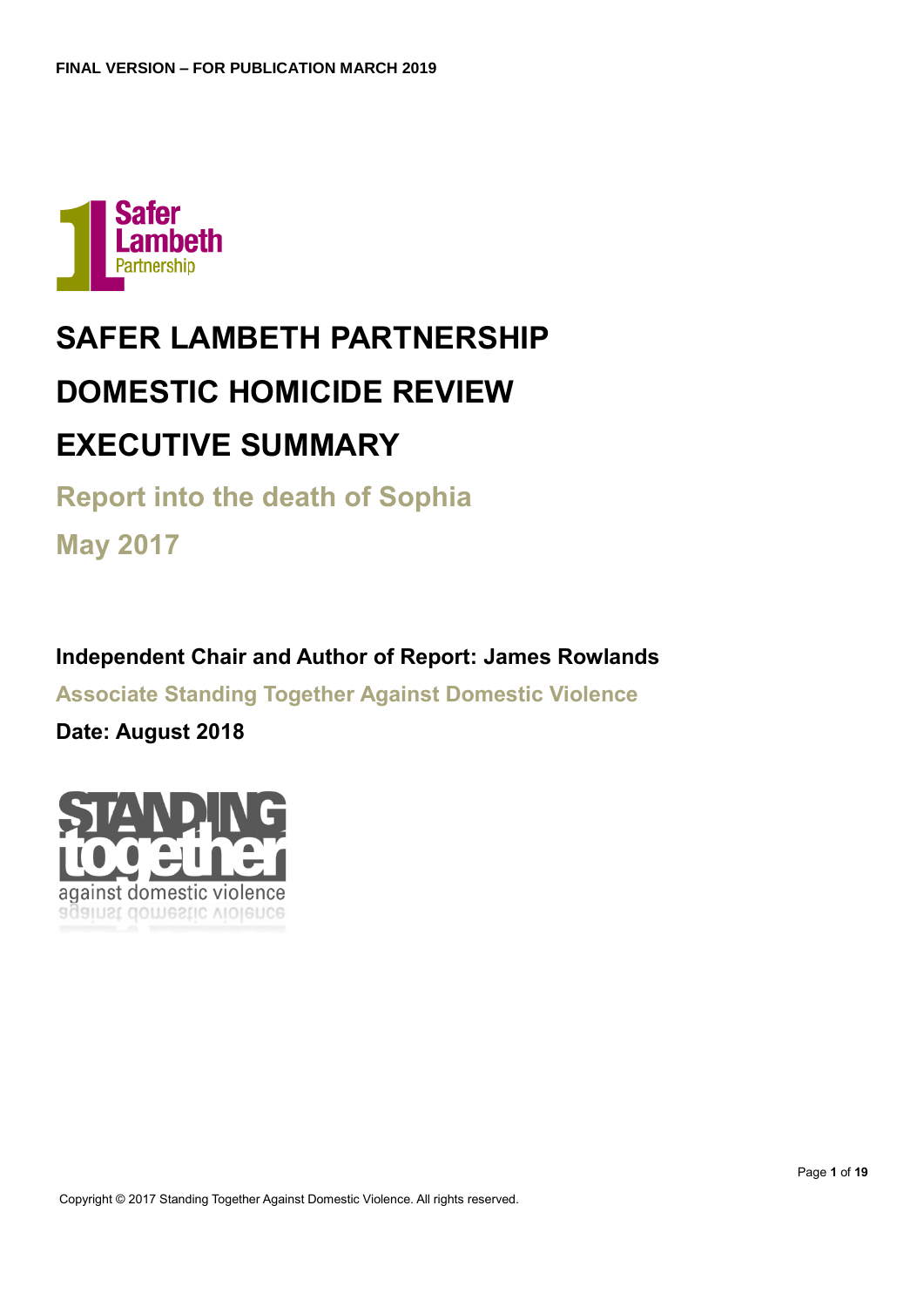FINAL VERSION – FOR PUBLICATION MARCH 2019

# SAFER LAMBETH PARTNERSHIP

# DOMESTIC HOMICIDE REVIEW

# EXECUTIVE SUMMARY

## Report into the death of Sophia

## May 2017

**Independent Chair and Author of Report: James Rowlands**

**Associate Standing Together Against Domestic Violence**

**Date: August 2018**

Copyright © 2017 Standing Together Against Domestic Violence. All rights reserved.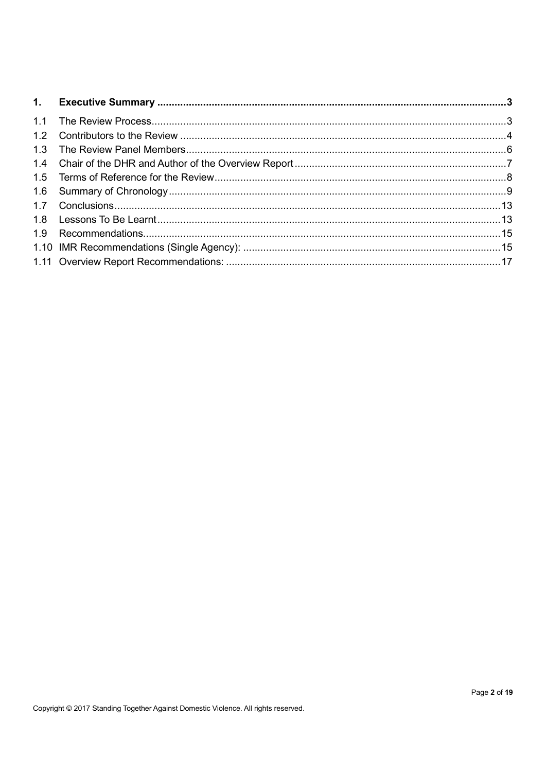| | | |
|---|---|---|
| **1.** | **Executive Summary** | **3** |
| 1.1 | The Review Process | 3 |
| 1.2 | Contributors to the Review | 4 |
| 1.3 | The Review Panel Members | 6 |
| 1.4 | Chair of the DHR and Author of the Overview Report | 7 |
| 1.5 | Terms of Reference for the Review | 8 |
| 1.6 | Summary of Chronology | 9 |
| 1.7 | Conclusions | 13 |
| 1.8 | Lessons To Be Learnt | 13 |
| 1.9 | Recommendations | 15 |
| 1.10 | IMR Recommendations (Single Agency): | 15 |
| 1.11 | Overview Report Recommendations: | 17 |

Copyright © 2017 Standing Together Against Domestic Violence. All rights reserved.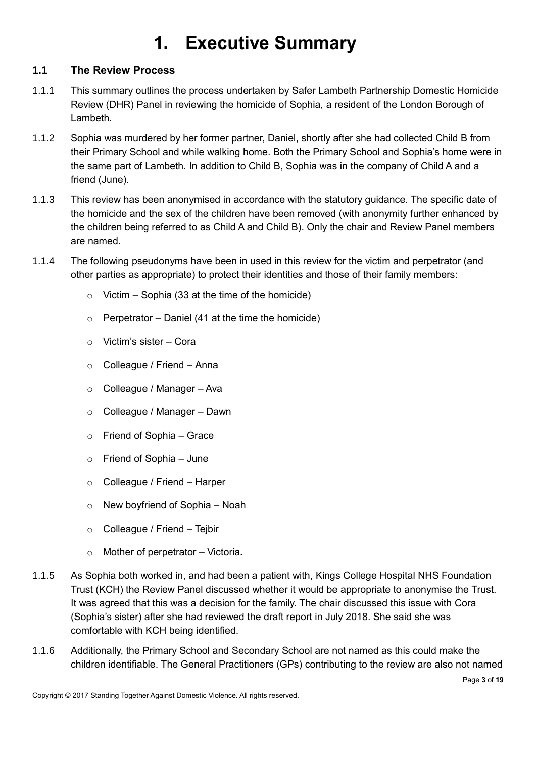# 1. Executive Summary

## 1.1 The Review Process

1.1.1 This summary outlines the process undertaken by Safer Lambeth Partnership Domestic Homicide Review (DHR) Panel in reviewing the homicide of Sophia, a resident of the London Borough of Lambeth.

1.1.2 Sophia was murdered by her former partner, Daniel, shortly after she had collected Child B from their Primary School and while walking home. Both the Primary School and Sophia's home were in the same part of Lambeth. In addition to Child B, Sophia was in the company of Child A and a friend (June).

1.1.3 This review has been anonymised in accordance with the statutory guidance. The specific date of the homicide and the sex of the children have been removed (with anonymity further enhanced by the children being referred to as Child A and Child B). Only the chair and Review Panel members are named.

1.1.4 The following pseudonyms have been in used in this review for the victim and perpetrator (and other parties as appropriate) to protect their identities and those of their family members:

- Victim – Sophia (33 at the time of the homicide)
- Perpetrator – Daniel (41 at the time the homicide)
- Victim's sister – Cora
- Colleague / Friend – Anna
- Colleague / Manager – Ava
- Colleague / Manager – Dawn
- Friend of Sophia – Grace
- Friend of Sophia – June
- Colleague / Friend – Harper
- New boyfriend of Sophia – Noah
- Colleague / Friend – Tejbir
- Mother of perpetrator – Victoria**.**

1.1.5 As Sophia both worked in, and had been a patient with, Kings College Hospital NHS Foundation Trust (KCH) the Review Panel discussed whether it would be appropriate to anonymise the Trust. It was agreed that this was a decision for the family. The chair discussed this issue with Cora (Sophia's sister) after she had reviewed the draft report in July 2018. She said she was comfortable with KCH being identified.

1.1.6 Additionally, the Primary School and Secondary School are not named as this could make the children identifiable. The General Practitioners (GPs) contributing to the review are also not named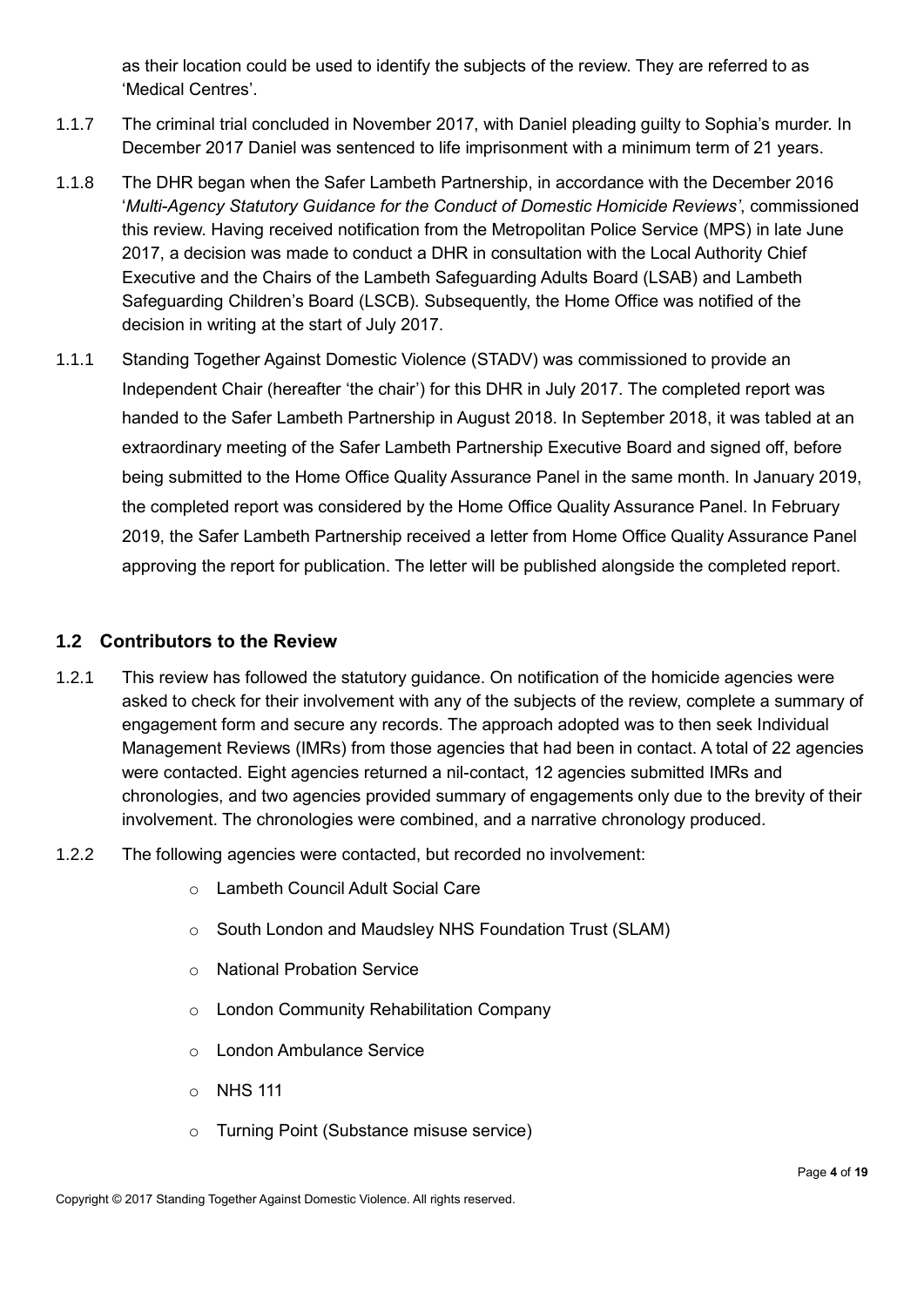as their location could be used to identify the subjects of the review. They are referred to as 'Medical Centres'.

1.1.7 The criminal trial concluded in November 2017, with Daniel pleading guilty to Sophia's murder. In December 2017 Daniel was sentenced to life imprisonment with a minimum term of 21 years.

1.1.8 The DHR began when the Safer Lambeth Partnership, in accordance with the December 2016 '*Multi-Agency Statutory Guidance for the Conduct of Domestic Homicide Reviews'*, commissioned this review. Having received notification from the Metropolitan Police Service (MPS) in late June 2017, a decision was made to conduct a DHR in consultation with the Local Authority Chief Executive and the Chairs of the Lambeth Safeguarding Adults Board (LSAB) and Lambeth Safeguarding Children's Board (LSCB). Subsequently, the Home Office was notified of the decision in writing at the start of July 2017.

1.1.1 Standing Together Against Domestic Violence (STADV) was commissioned to provide an Independent Chair (hereafter 'the chair') for this DHR in July 2017. The completed report was handed to the Safer Lambeth Partnership in August 2018. In September 2018, it was tabled at an extraordinary meeting of the Safer Lambeth Partnership Executive Board and signed off, before being submitted to the Home Office Quality Assurance Panel in the same month. In January 2019, the completed report was considered by the Home Office Quality Assurance Panel. In February 2019, the Safer Lambeth Partnership received a letter from Home Office Quality Assurance Panel approving the report for publication. The letter will be published alongside the completed report.

## 1.2 Contributors to the Review

1.2.1 This review has followed the statutory guidance. On notification of the homicide agencies were asked to check for their involvement with any of the subjects of the review, complete a summary of engagement form and secure any records. The approach adopted was to then seek Individual Management Reviews (IMRs) from those agencies that had been in contact. A total of 22 agencies were contacted. Eight agencies returned a nil-contact, 12 agencies submitted IMRs and chronologies, and two agencies provided summary of engagements only due to the brevity of their involvement. The chronologies were combined, and a narrative chronology produced.

1.2.2 The following agencies were contacted, but recorded no involvement:

- Lambeth Council Adult Social Care
- South London and Maudsley NHS Foundation Trust (SLAM)
- National Probation Service
- London Community Rehabilitation Company
- London Ambulance Service
- NHS 111
- Turning Point (Substance misuse service)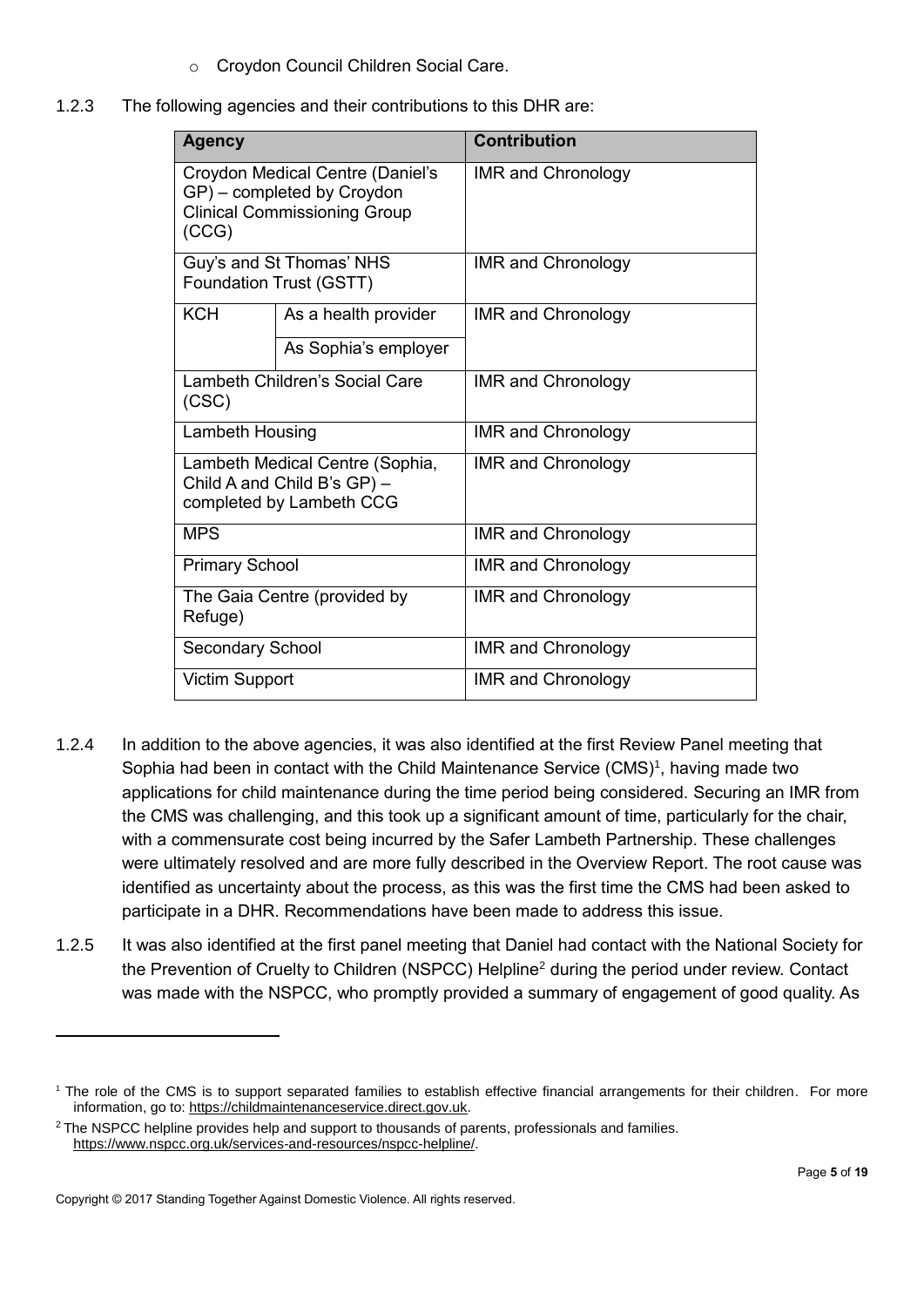- Croydon Council Children Social Care.

1.2.3 The following agencies and their contributions to this DHR are:

| Agency | | Contribution |
|---|---|---|
| Croydon Medical Centre (Daniel's GP) – completed by Croydon Clinical Commissioning Group (CCG) | | IMR and Chronology |
| Guy's and St Thomas' NHS Foundation Trust (GSTT) | | IMR and Chronology |
| KCH | As a health provider | IMR and Chronology |
| | As Sophia's employer | |
| Lambeth Children's Social Care (CSC) | | IMR and Chronology |
| Lambeth Housing | | IMR and Chronology |
| Lambeth Medical Centre (Sophia, Child A and Child B's GP) – completed by Lambeth CCG | | IMR and Chronology |
| MPS | | IMR and Chronology |
| Primary School | | IMR and Chronology |
| The Gaia Centre (provided by Refuge) | | IMR and Chronology |
| Secondary School | | IMR and Chronology |
| Victim Support | | IMR and Chronology |

1.2.4 In addition to the above agencies, it was also identified at the first Review Panel meeting that Sophia had been in contact with the Child Maintenance Service (CMS)[1], having made two applications for child maintenance during the time period being considered. Securing an IMR from the CMS was challenging, and this took up a significant amount of time, particularly for the chair, with a commensurate cost being incurred by the Safer Lambeth Partnership. These challenges were ultimately resolved and are more fully described in the Overview Report. The root cause was identified as uncertainty about the process, as this was the first time the CMS had been asked to participate in a DHR. Recommendations have been made to address this issue.

1.2.5 It was also identified at the first panel meeting that Daniel had contact with the National Society for the Prevention of Cruelty to Children (NSPCC) Helpline[2] during the period under review. Contact was made with the NSPCC, who promptly provided a summary of engagement of good quality. As

---

[1] The role of the CMS is to support separated families to establish effective financial arrangements for their children. For more information, go to: https://childmaintenanceservice.direct.gov.uk.

[2] The NSPCC helpline provides help and support to thousands of parents, professionals and families. https://www.nspcc.org.uk/services-and-resources/nspcc-helpline/.

Copyright © 2017 Standing Together Against Domestic Violence. All rights reserved.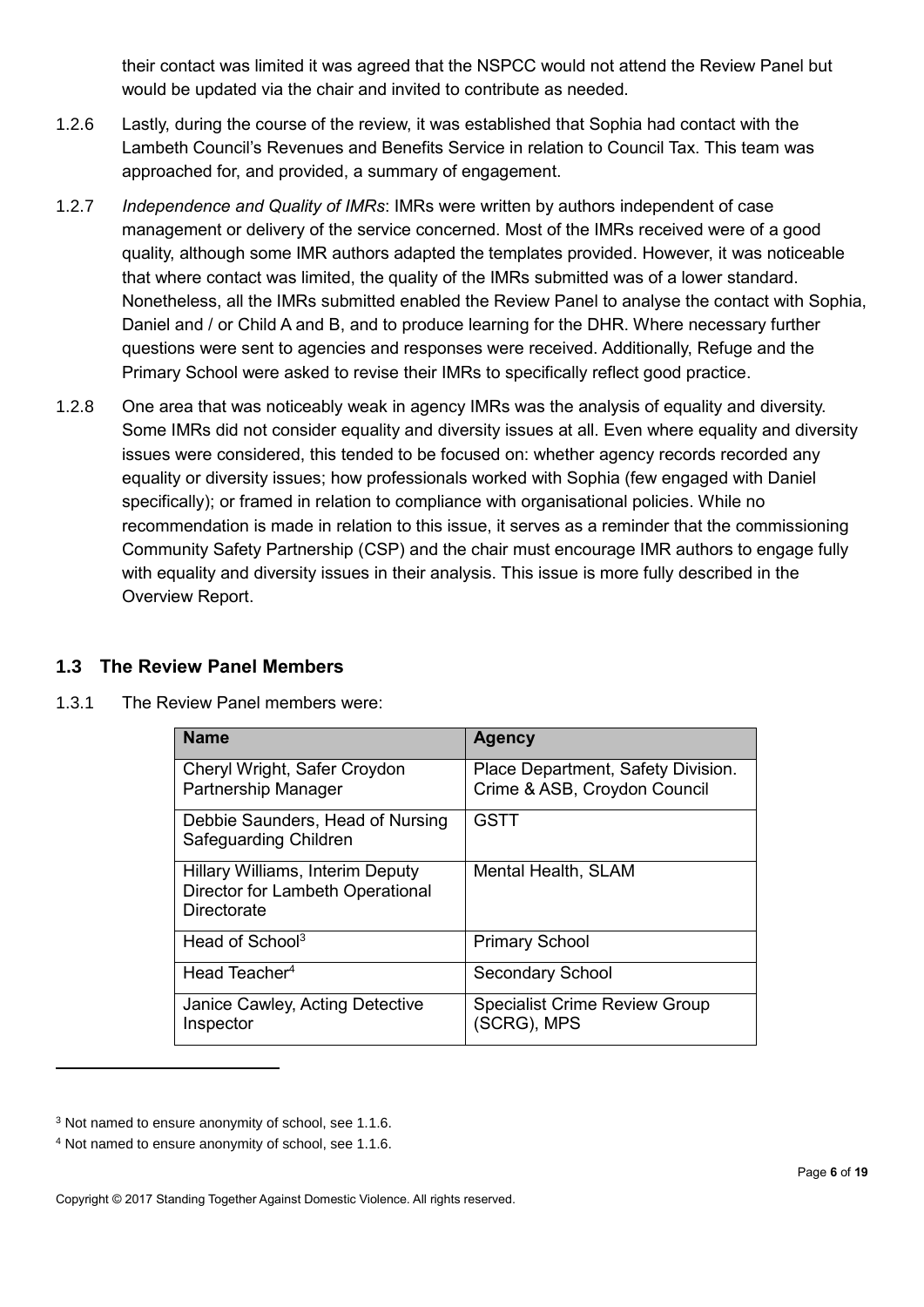their contact was limited it was agreed that the NSPCC would not attend the Review Panel but would be updated via the chair and invited to contribute as needed.

1.2.6 Lastly, during the course of the review, it was established that Sophia had contact with the Lambeth Council's Revenues and Benefits Service in relation to Council Tax. This team was approached for, and provided, a summary of engagement.

1.2.7 *Independence and Quality of IMRs*: IMRs were written by authors independent of case management or delivery of the service concerned. Most of the IMRs received were of a good quality, although some IMR authors adapted the templates provided. However, it was noticeable that where contact was limited, the quality of the IMRs submitted was of a lower standard. Nonetheless, all the IMRs submitted enabled the Review Panel to analyse the contact with Sophia, Daniel and / or Child A and B, and to produce learning for the DHR. Where necessary further questions were sent to agencies and responses were received. Additionally, Refuge and the Primary School were asked to revise their IMRs to specifically reflect good practice.

1.2.8 One area that was noticeably weak in agency IMRs was the analysis of equality and diversity. Some IMRs did not consider equality and diversity issues at all. Even where equality and diversity issues were considered, this tended to be focused on: whether agency records recorded any equality or diversity issues; how professionals worked with Sophia (few engaged with Daniel specifically); or framed in relation to compliance with organisational policies. While no recommendation is made in relation to this issue, it serves as a reminder that the commissioning Community Safety Partnership (CSP) and the chair must encourage IMR authors to engage fully with equality and diversity issues in their analysis. This issue is more fully described in the Overview Report.

### 1.3 The Review Panel Members

1.3.1 The Review Panel members were:

| Name | Agency |
|---|---|
| Cheryl Wright, Safer Croydon Partnership Manager | Place Department, Safety Division. Crime & ASB, Croydon Council |
| Debbie Saunders, Head of Nursing Safeguarding Children | GSTT |
| Hillary Williams, Interim Deputy Director for Lambeth Operational Directorate | Mental Health, SLAM |
| Head of School[3] | Primary School |
| Head Teacher[4] | Secondary School |
| Janice Cawley, Acting Detective Inspector | Specialist Crime Review Group (SCRG), MPS |

[3] Not named to ensure anonymity of school, see 1.1.6.

[4] Not named to ensure anonymity of school, see 1.1.6.

Copyright © 2017 Standing Together Against Domestic Violence. All rights reserved.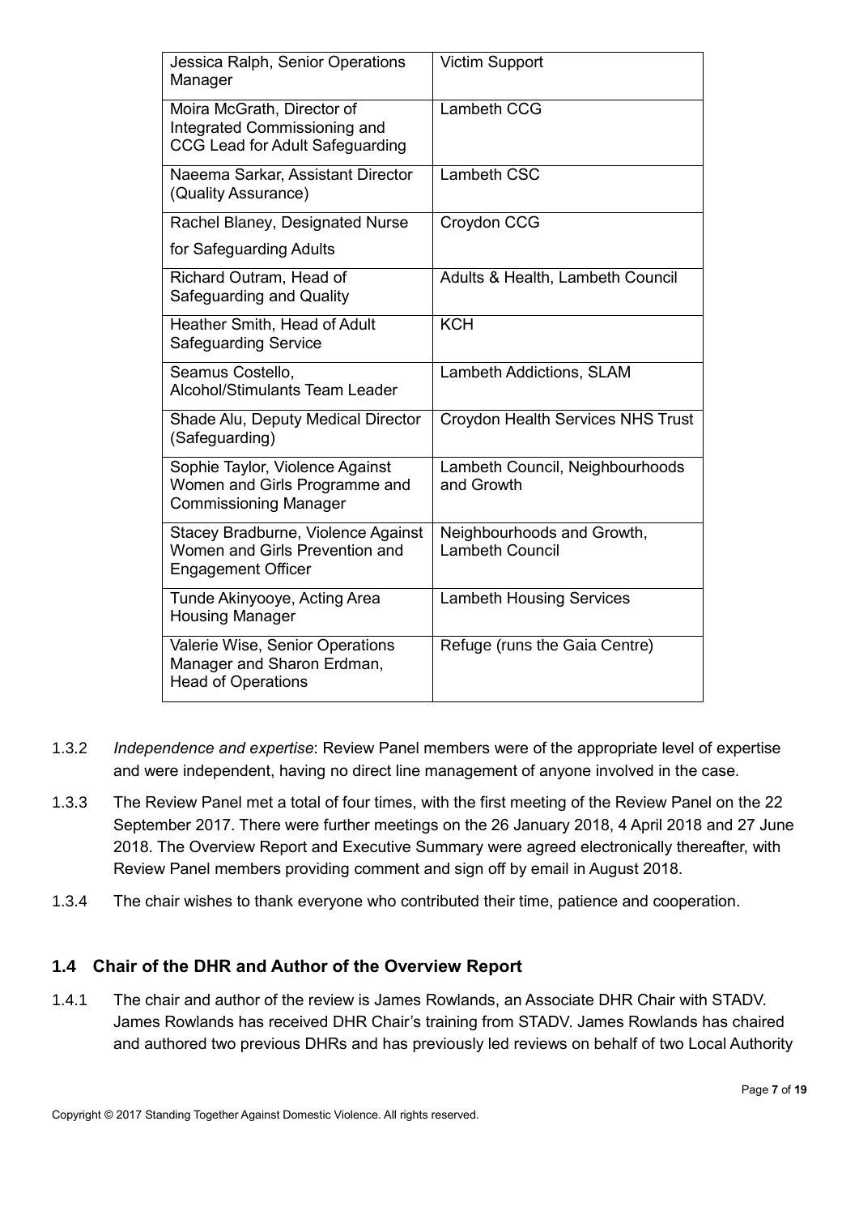| Jessica Ralph, Senior Operations Manager | Victim Support |
|---|---|
| Moira McGrath, Director of Integrated Commissioning and CCG Lead for Adult Safeguarding | Lambeth CCG |
| Naeema Sarkar, Assistant Director (Quality Assurance) | Lambeth CSC |
| Rachel Blaney, Designated Nurse for Safeguarding Adults | Croydon CCG |
| Richard Outram, Head of Safeguarding and Quality | Adults & Health, Lambeth Council |
| Heather Smith, Head of Adult Safeguarding Service | KCH |
| Seamus Costello, Alcohol/Stimulants Team Leader | Lambeth Addictions, SLAM |
| Shade Alu, Deputy Medical Director (Safeguarding) | Croydon Health Services NHS Trust |
| Sophie Taylor, Violence Against Women and Girls Programme and Commissioning Manager | Lambeth Council, Neighbourhoods and Growth |
| Stacey Bradburne, Violence Against Women and Girls Prevention and Engagement Officer | Neighbourhoods and Growth, Lambeth Council |
| Tunde Akinyooye, Acting Area Housing Manager | Lambeth Housing Services |
| Valerie Wise, Senior Operations Manager and Sharon Erdman, Head of Operations | Refuge (runs the Gaia Centre) |

1.3.2 *Independence and expertise*: Review Panel members were of the appropriate level of expertise and were independent, having no direct line management of anyone involved in the case.

1.3.3 The Review Panel met a total of four times, with the first meeting of the Review Panel on the 22 September 2017. There were further meetings on the 26 January 2018, 4 April 2018 and 27 June 2018. The Overview Report and Executive Summary were agreed electronically thereafter, with Review Panel members providing comment and sign off by email in August 2018.

1.3.4 The chair wishes to thank everyone who contributed their time, patience and cooperation.

## 1.4 Chair of the DHR and Author of the Overview Report

1.4.1 The chair and author of the review is James Rowlands, an Associate DHR Chair with STADV. James Rowlands has received DHR Chair's training from STADV. James Rowlands has chaired and authored two previous DHRs and has previously led reviews on behalf of two Local Authority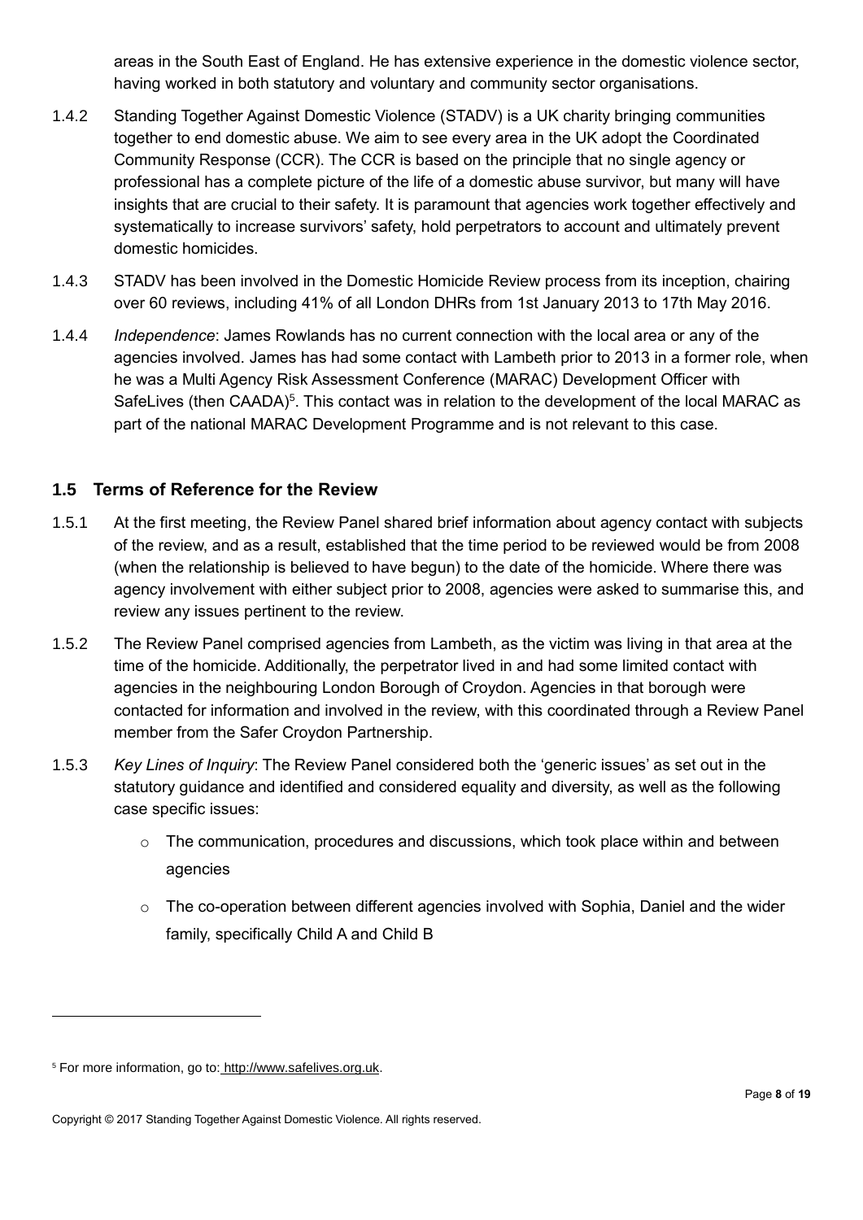areas in the South East of England. He has extensive experience in the domestic violence sector, having worked in both statutory and voluntary and community sector organisations.

1.4.2 Standing Together Against Domestic Violence (STADV) is a UK charity bringing communities together to end domestic abuse. We aim to see every area in the UK adopt the Coordinated Community Response (CCR). The CCR is based on the principle that no single agency or professional has a complete picture of the life of a domestic abuse survivor, but many will have insights that are crucial to their safety. It is paramount that agencies work together effectively and systematically to increase survivors' safety, hold perpetrators to account and ultimately prevent domestic homicides.

1.4.3 STADV has been involved in the Domestic Homicide Review process from its inception, chairing over 60 reviews, including 41% of all London DHRs from 1st January 2013 to 17th May 2016.

1.4.4 *Independence*: James Rowlands has no current connection with the local area or any of the agencies involved. James has had some contact with Lambeth prior to 2013 in a former role, when he was a Multi Agency Risk Assessment Conference (MARAC) Development Officer with SafeLives (then CAADA)[5]. This contact was in relation to the development of the local MARAC as part of the national MARAC Development Programme and is not relevant to this case.

## 1.5 Terms of Reference for the Review

1.5.1 At the first meeting, the Review Panel shared brief information about agency contact with subjects of the review, and as a result, established that the time period to be reviewed would be from 2008 (when the relationship is believed to have begun) to the date of the homicide. Where there was agency involvement with either subject prior to 2008, agencies were asked to summarise this, and review any issues pertinent to the review.

1.5.2 The Review Panel comprised agencies from Lambeth, as the victim was living in that area at the time of the homicide. Additionally, the perpetrator lived in and had some limited contact with agencies in the neighbouring London Borough of Croydon. Agencies in that borough were contacted for information and involved in the review, with this coordinated through a Review Panel member from the Safer Croydon Partnership.

1.5.3 *Key Lines of Inquiry*: The Review Panel considered both the 'generic issues' as set out in the statutory guidance and identified and considered equality and diversity, as well as the following case specific issues:

- The communication, procedures and discussions, which took place within and between agencies
- The co-operation between different agencies involved with Sophia, Daniel and the wider family, specifically Child A and Child B

[5] For more information, go to: http://www.safelives.org.uk.

Copyright © 2017 Standing Together Against Domestic Violence. All rights reserved.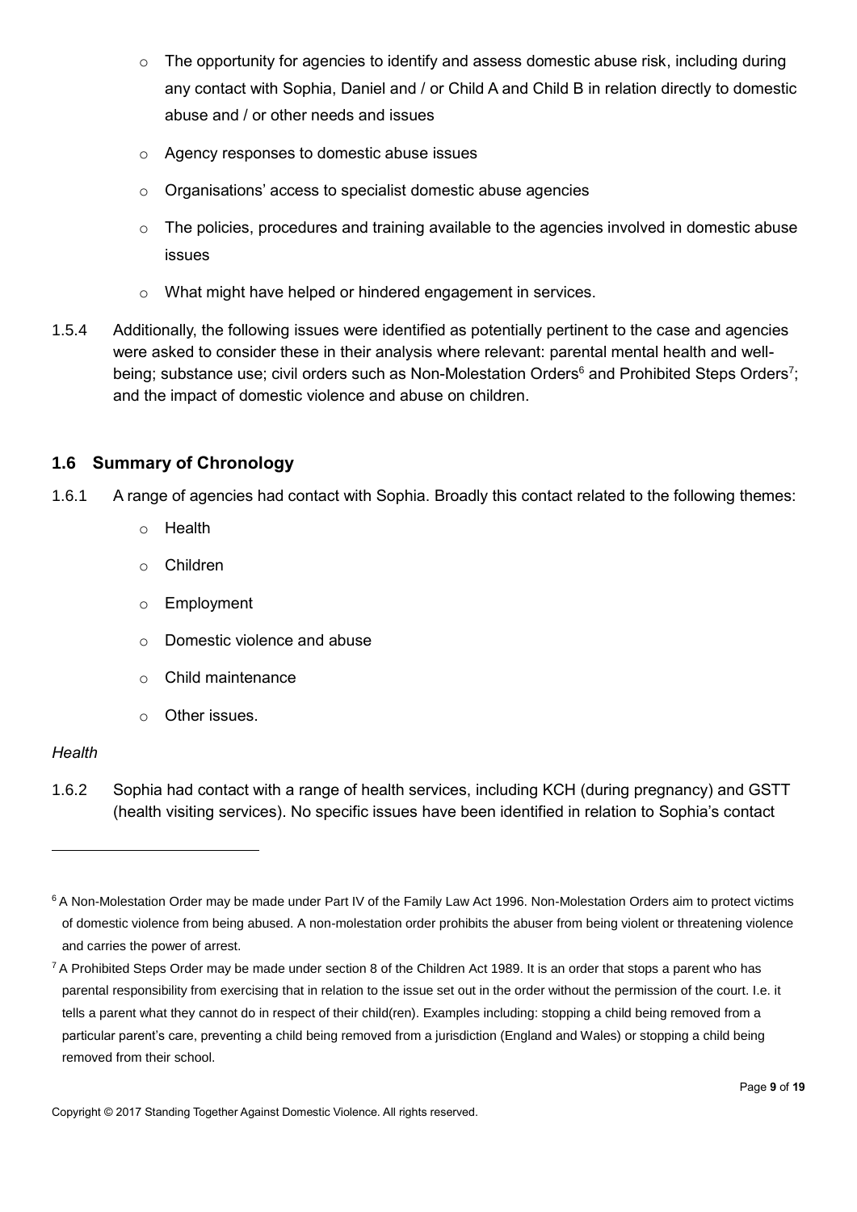- The opportunity for agencies to identify and assess domestic abuse risk, including during any contact with Sophia, Daniel and / or Child A and Child B in relation directly to domestic abuse and / or other needs and issues
- Agency responses to domestic abuse issues
- Organisations' access to specialist domestic abuse agencies
- The policies, procedures and training available to the agencies involved in domestic abuse issues
- What might have helped or hindered engagement in services.

1.5.4 Additionally, the following issues were identified as potentially pertinent to the case and agencies were asked to consider these in their analysis where relevant: parental mental health and well-being; substance use; civil orders such as Non-Molestation Orders[6] and Prohibited Steps Orders[7]; and the impact of domestic violence and abuse on children.

## 1.6 Summary of Chronology

1.6.1 A range of agencies had contact with Sophia. Broadly this contact related to the following themes:

- Health
- Children
- Employment
- Domestic violence and abuse
- Child maintenance
- Other issues.

*Health*

1.6.2 Sophia had contact with a range of health services, including KCH (during pregnancy) and GSTT (health visiting services). No specific issues have been identified in relation to Sophia's contact

[6] A Non-Molestation Order may be made under Part IV of the Family Law Act 1996. Non-Molestation Orders aim to protect victims of domestic violence from being abused. A non-molestation order prohibits the abuser from being violent or threatening violence and carries the power of arrest.

[7] A Prohibited Steps Order may be made under section 8 of the Children Act 1989. It is an order that stops a parent who has parental responsibility from exercising that in relation to the issue set out in the order without the permission of the court. I.e. it tells a parent what they cannot do in respect of their child(ren). Examples including: stopping a child being removed from a particular parent's care, preventing a child being removed from a jurisdiction (England and Wales) or stopping a child being removed from their school.

Copyright © 2017 Standing Together Against Domestic Violence. All rights reserved.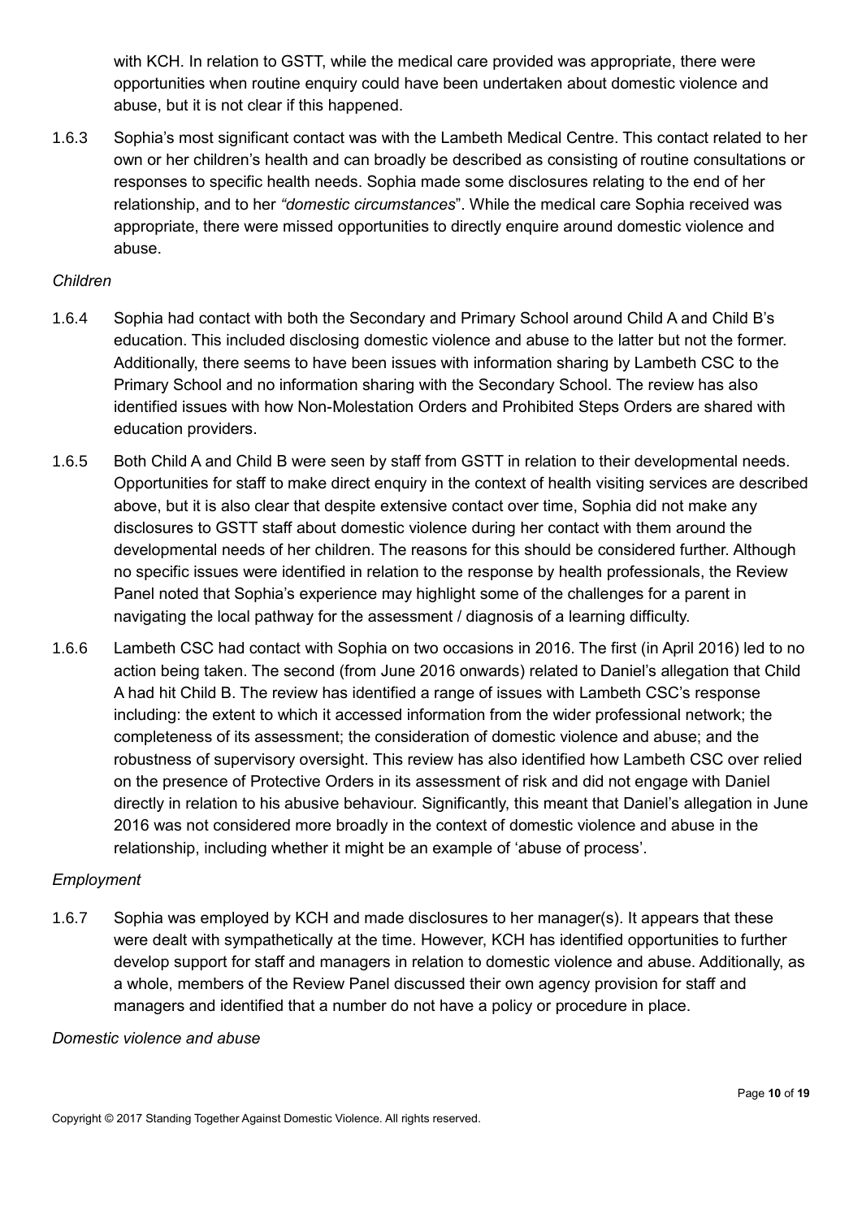with KCH. In relation to GSTT, while the medical care provided was appropriate, there were opportunities when routine enquiry could have been undertaken about domestic violence and abuse, but it is not clear if this happened.

1.6.3 Sophia's most significant contact was with the Lambeth Medical Centre. This contact related to her own or her children's health and can broadly be described as consisting of routine consultations or responses to specific health needs. Sophia made some disclosures relating to the end of her relationship, and to her *"domestic circumstances*". While the medical care Sophia received was appropriate, there were missed opportunities to directly enquire around domestic violence and abuse.

*Children*

1.6.4 Sophia had contact with both the Secondary and Primary School around Child A and Child B's education. This included disclosing domestic violence and abuse to the latter but not the former. Additionally, there seems to have been issues with information sharing by Lambeth CSC to the Primary School and no information sharing with the Secondary School. The review has also identified issues with how Non-Molestation Orders and Prohibited Steps Orders are shared with education providers.

1.6.5 Both Child A and Child B were seen by staff from GSTT in relation to their developmental needs. Opportunities for staff to make direct enquiry in the context of health visiting services are described above, but it is also clear that despite extensive contact over time, Sophia did not make any disclosures to GSTT staff about domestic violence during her contact with them around the developmental needs of her children. The reasons for this should be considered further. Although no specific issues were identified in relation to the response by health professionals, the Review Panel noted that Sophia's experience may highlight some of the challenges for a parent in navigating the local pathway for the assessment / diagnosis of a learning difficulty.

1.6.6 Lambeth CSC had contact with Sophia on two occasions in 2016. The first (in April 2016) led to no action being taken. The second (from June 2016 onwards) related to Daniel's allegation that Child A had hit Child B. The review has identified a range of issues with Lambeth CSC's response including: the extent to which it accessed information from the wider professional network; the completeness of its assessment; the consideration of domestic violence and abuse; and the robustness of supervisory oversight. This review has also identified how Lambeth CSC over relied on the presence of Protective Orders in its assessment of risk and did not engage with Daniel directly in relation to his abusive behaviour. Significantly, this meant that Daniel's allegation in June 2016 was not considered more broadly in the context of domestic violence and abuse in the relationship, including whether it might be an example of 'abuse of process'.

*Employment*

1.6.7 Sophia was employed by KCH and made disclosures to her manager(s). It appears that these were dealt with sympathetically at the time. However, KCH has identified opportunities to further develop support for staff and managers in relation to domestic violence and abuse. Additionally, as a whole, members of the Review Panel discussed their own agency provision for staff and managers and identified that a number do not have a policy or procedure in place.

*Domestic violence and abuse*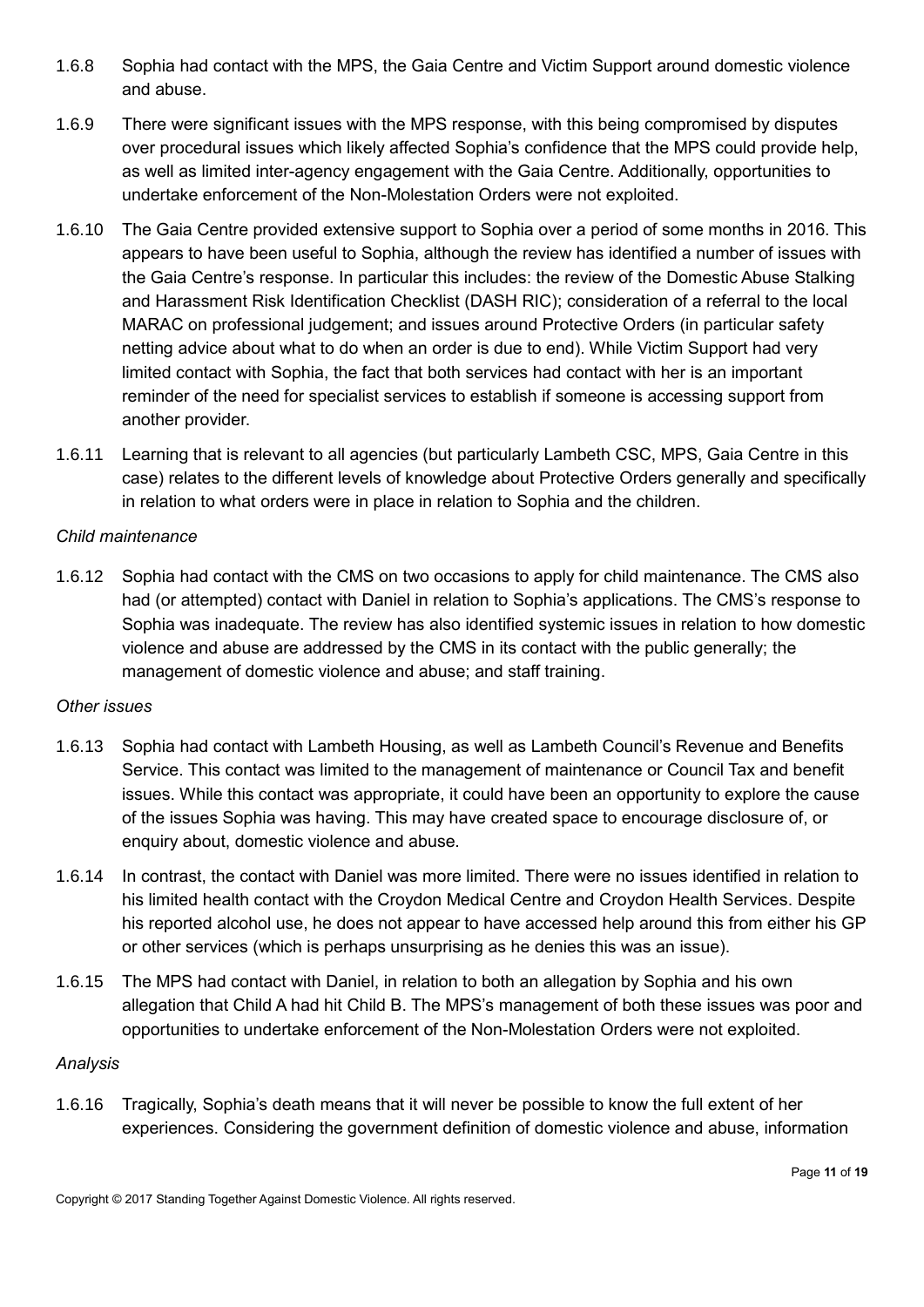1.6.8 Sophia had contact with the MPS, the Gaia Centre and Victim Support around domestic violence and abuse.

1.6.9 There were significant issues with the MPS response, with this being compromised by disputes over procedural issues which likely affected Sophia's confidence that the MPS could provide help, as well as limited inter-agency engagement with the Gaia Centre. Additionally, opportunities to undertake enforcement of the Non-Molestation Orders were not exploited.

1.6.10 The Gaia Centre provided extensive support to Sophia over a period of some months in 2016. This appears to have been useful to Sophia, although the review has identified a number of issues with the Gaia Centre's response. In particular this includes: the review of the Domestic Abuse Stalking and Harassment Risk Identification Checklist (DASH RIC); consideration of a referral to the local MARAC on professional judgement; and issues around Protective Orders (in particular safety netting advice about what to do when an order is due to end). While Victim Support had very limited contact with Sophia, the fact that both services had contact with her is an important reminder of the need for specialist services to establish if someone is accessing support from another provider.

1.6.11 Learning that is relevant to all agencies (but particularly Lambeth CSC, MPS, Gaia Centre in this case) relates to the different levels of knowledge about Protective Orders generally and specifically in relation to what orders were in place in relation to Sophia and the children.

*Child maintenance*

1.6.12 Sophia had contact with the CMS on two occasions to apply for child maintenance. The CMS also had (or attempted) contact with Daniel in relation to Sophia's applications. The CMS's response to Sophia was inadequate. The review has also identified systemic issues in relation to how domestic violence and abuse are addressed by the CMS in its contact with the public generally; the management of domestic violence and abuse; and staff training.

*Other issues*

1.6.13 Sophia had contact with Lambeth Housing, as well as Lambeth Council's Revenue and Benefits Service. This contact was limited to the management of maintenance or Council Tax and benefit issues. While this contact was appropriate, it could have been an opportunity to explore the cause of the issues Sophia was having. This may have created space to encourage disclosure of, or enquiry about, domestic violence and abuse.

1.6.14 In contrast, the contact with Daniel was more limited. There were no issues identified in relation to his limited health contact with the Croydon Medical Centre and Croydon Health Services. Despite his reported alcohol use, he does not appear to have accessed help around this from either his GP or other services (which is perhaps unsurprising as he denies this was an issue).

1.6.15 The MPS had contact with Daniel, in relation to both an allegation by Sophia and his own allegation that Child A had hit Child B. The MPS's management of both these issues was poor and opportunities to undertake enforcement of the Non-Molestation Orders were not exploited.

*Analysis*

1.6.16 Tragically, Sophia's death means that it will never be possible to know the full extent of her experiences. Considering the government definition of domestic violence and abuse, information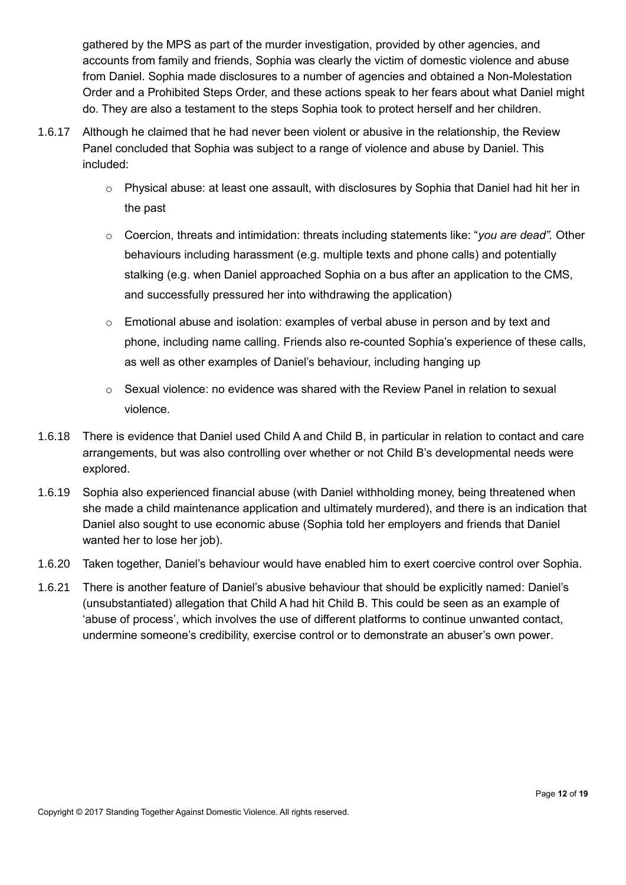gathered by the MPS as part of the murder investigation, provided by other agencies, and accounts from family and friends, Sophia was clearly the victim of domestic violence and abuse from Daniel. Sophia made disclosures to a number of agencies and obtained a Non-Molestation Order and a Prohibited Steps Order, and these actions speak to her fears about what Daniel might do. They are also a testament to the steps Sophia took to protect herself and her children.

1.6.17 Although he claimed that he had never been violent or abusive in the relationship, the Review Panel concluded that Sophia was subject to a range of violence and abuse by Daniel. This included:

- Physical abuse: at least one assault, with disclosures by Sophia that Daniel had hit her in the past
- Coercion, threats and intimidation: threats including statements like: "*you are dead".* Other behaviours including harassment (e.g. multiple texts and phone calls) and potentially stalking (e.g. when Daniel approached Sophia on a bus after an application to the CMS, and successfully pressured her into withdrawing the application)
- Emotional abuse and isolation: examples of verbal abuse in person and by text and phone, including name calling. Friends also re-counted Sophia's experience of these calls, as well as other examples of Daniel's behaviour, including hanging up
- Sexual violence: no evidence was shared with the Review Panel in relation to sexual violence.

1.6.18 There is evidence that Daniel used Child A and Child B, in particular in relation to contact and care arrangements, but was also controlling over whether or not Child B's developmental needs were explored.

1.6.19 Sophia also experienced financial abuse (with Daniel withholding money, being threatened when she made a child maintenance application and ultimately murdered), and there is an indication that Daniel also sought to use economic abuse (Sophia told her employers and friends that Daniel wanted her to lose her job).

1.6.20 Taken together, Daniel's behaviour would have enabled him to exert coercive control over Sophia.

1.6.21 There is another feature of Daniel's abusive behaviour that should be explicitly named: Daniel's (unsubstantiated) allegation that Child A had hit Child B. This could be seen as an example of 'abuse of process', which involves the use of different platforms to continue unwanted contact, undermine someone's credibility, exercise control or to demonstrate an abuser's own power.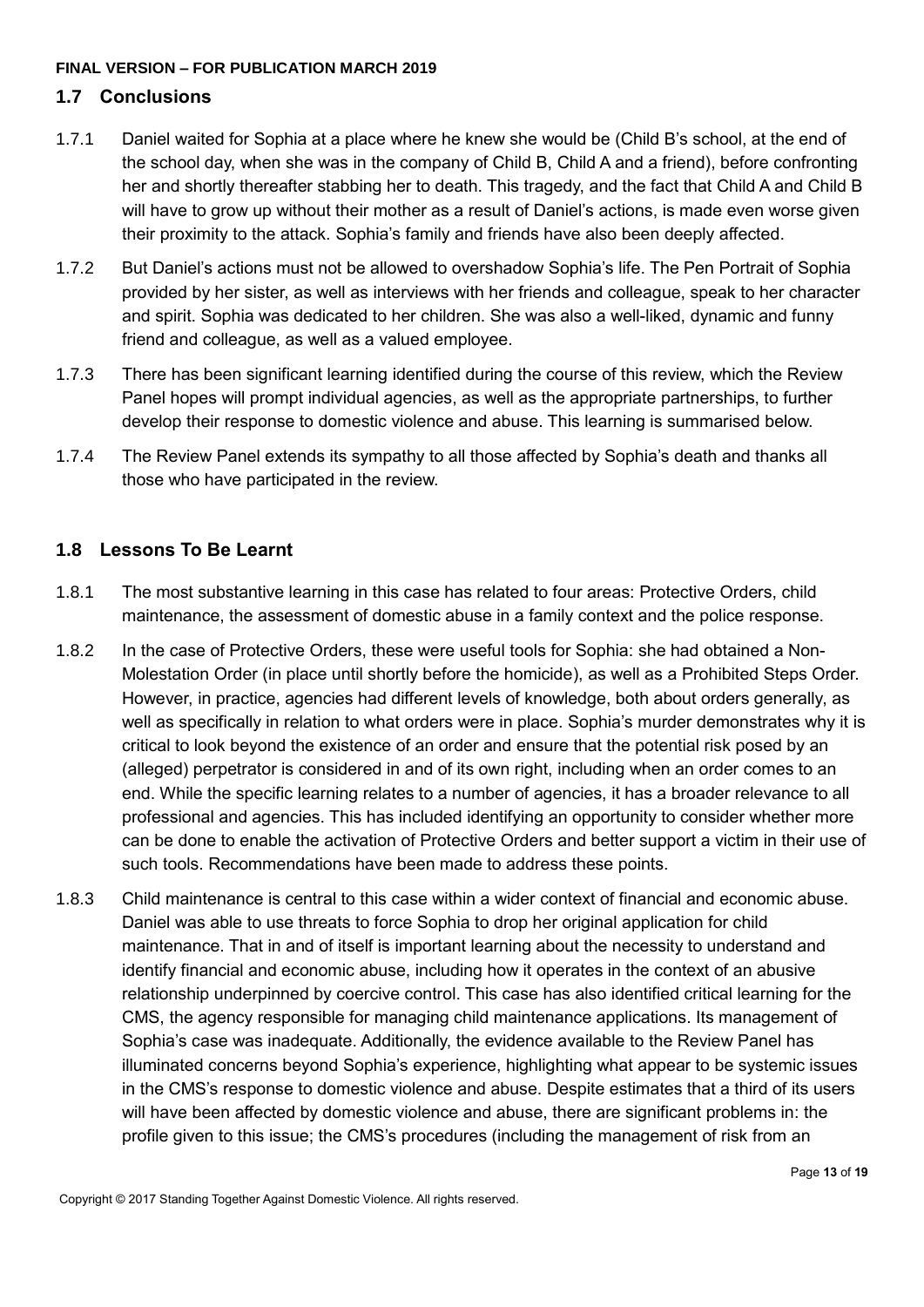## 1.7 Conclusions

1.7.1 Daniel waited for Sophia at a place where he knew she would be (Child B's school, at the end of the school day, when she was in the company of Child B, Child A and a friend), before confronting her and shortly thereafter stabbing her to death. This tragedy, and the fact that Child A and Child B will have to grow up without their mother as a result of Daniel's actions, is made even worse given their proximity to the attack. Sophia's family and friends have also been deeply affected.

1.7.2 But Daniel's actions must not be allowed to overshadow Sophia's life. The Pen Portrait of Sophia provided by her sister, as well as interviews with her friends and colleague, speak to her character and spirit. Sophia was dedicated to her children. She was also a well-liked, dynamic and funny friend and colleague, as well as a valued employee.

1.7.3 There has been significant learning identified during the course of this review, which the Review Panel hopes will prompt individual agencies, as well as the appropriate partnerships, to further develop their response to domestic violence and abuse. This learning is summarised below.

1.7.4 The Review Panel extends its sympathy to all those affected by Sophia's death and thanks all those who have participated in the review.

## 1.8 Lessons To Be Learnt

1.8.1 The most substantive learning in this case has related to four areas: Protective Orders, child maintenance, the assessment of domestic abuse in a family context and the police response.

1.8.2 In the case of Protective Orders, these were useful tools for Sophia: she had obtained a Non-Molestation Order (in place until shortly before the homicide), as well as a Prohibited Steps Order. However, in practice, agencies had different levels of knowledge, both about orders generally, as well as specifically in relation to what orders were in place. Sophia's murder demonstrates why it is critical to look beyond the existence of an order and ensure that the potential risk posed by an (alleged) perpetrator is considered in and of its own right, including when an order comes to an end. While the specific learning relates to a number of agencies, it has a broader relevance to all professional and agencies. This has included identifying an opportunity to consider whether more can be done to enable the activation of Protective Orders and better support a victim in their use of such tools. Recommendations have been made to address these points.

1.8.3 Child maintenance is central to this case within a wider context of financial and economic abuse. Daniel was able to use threats to force Sophia to drop her original application for child maintenance. That in and of itself is important learning about the necessity to understand and identify financial and economic abuse, including how it operates in the context of an abusive relationship underpinned by coercive control. This case has also identified critical learning for the CMS, the agency responsible for managing child maintenance applications. Its management of Sophia's case was inadequate. Additionally, the evidence available to the Review Panel has illuminated concerns beyond Sophia's experience, highlighting what appear to be systemic issues in the CMS's response to domestic violence and abuse. Despite estimates that a third of its users will have been affected by domestic violence and abuse, there are significant problems in: the profile given to this issue; the CMS's procedures (including the management of risk from an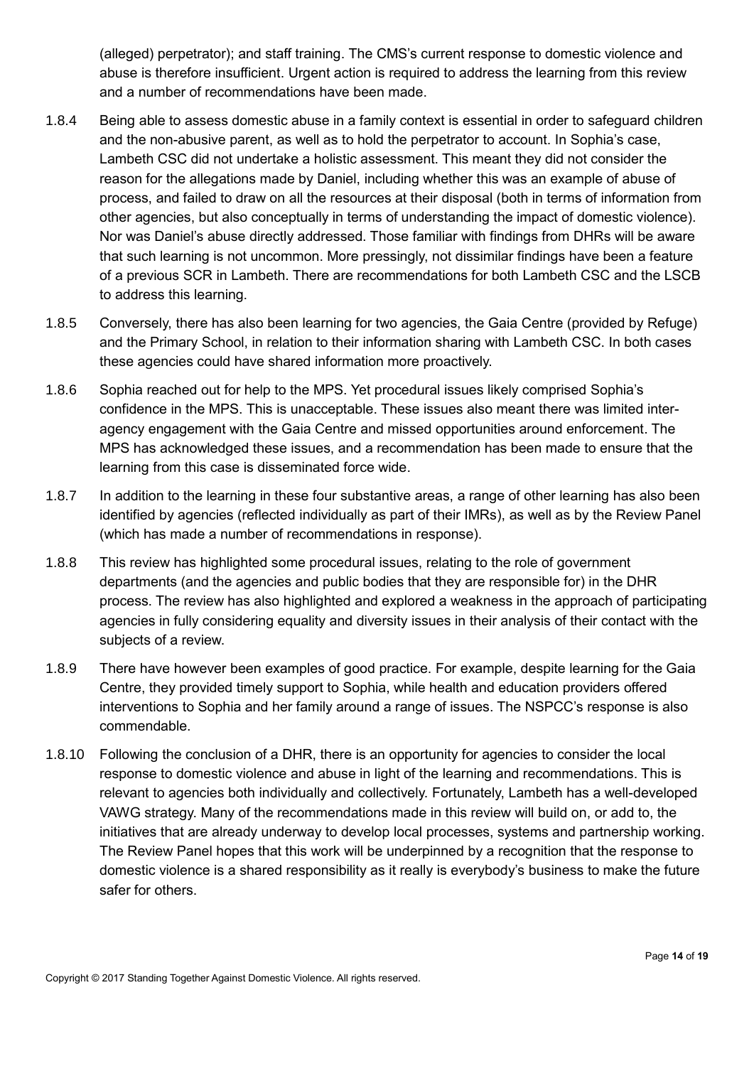(alleged) perpetrator); and staff training. The CMS's current response to domestic violence and abuse is therefore insufficient. Urgent action is required to address the learning from this review and a number of recommendations have been made.

1.8.4 Being able to assess domestic abuse in a family context is essential in order to safeguard children and the non-abusive parent, as well as to hold the perpetrator to account. In Sophia's case, Lambeth CSC did not undertake a holistic assessment. This meant they did not consider the reason for the allegations made by Daniel, including whether this was an example of abuse of process, and failed to draw on all the resources at their disposal (both in terms of information from other agencies, but also conceptually in terms of understanding the impact of domestic violence). Nor was Daniel's abuse directly addressed. Those familiar with findings from DHRs will be aware that such learning is not uncommon. More pressingly, not dissimilar findings have been a feature of a previous SCR in Lambeth. There are recommendations for both Lambeth CSC and the LSCB to address this learning.

1.8.5 Conversely, there has also been learning for two agencies, the Gaia Centre (provided by Refuge) and the Primary School, in relation to their information sharing with Lambeth CSC. In both cases these agencies could have shared information more proactively.

1.8.6 Sophia reached out for help to the MPS. Yet procedural issues likely comprised Sophia's confidence in the MPS. This is unacceptable. These issues also meant there was limited inter-agency engagement with the Gaia Centre and missed opportunities around enforcement. The MPS has acknowledged these issues, and a recommendation has been made to ensure that the learning from this case is disseminated force wide.

1.8.7 In addition to the learning in these four substantive areas, a range of other learning has also been identified by agencies (reflected individually as part of their IMRs), as well as by the Review Panel (which has made a number of recommendations in response).

1.8.8 This review has highlighted some procedural issues, relating to the role of government departments (and the agencies and public bodies that they are responsible for) in the DHR process. The review has also highlighted and explored a weakness in the approach of participating agencies in fully considering equality and diversity issues in their analysis of their contact with the subjects of a review.

1.8.9 There have however been examples of good practice. For example, despite learning for the Gaia Centre, they provided timely support to Sophia, while health and education providers offered interventions to Sophia and her family around a range of issues. The NSPCC's response is also commendable.

1.8.10 Following the conclusion of a DHR, there is an opportunity for agencies to consider the local response to domestic violence and abuse in light of the learning and recommendations. This is relevant to agencies both individually and collectively. Fortunately, Lambeth has a well-developed VAWG strategy. Many of the recommendations made in this review will build on, or add to, the initiatives that are already underway to develop local processes, systems and partnership working. The Review Panel hopes that this work will be underpinned by a recognition that the response to domestic violence is a shared responsibility as it really is everybody's business to make the future safer for others.

Copyright © 2017 Standing Together Against Domestic Violence. All rights reserved.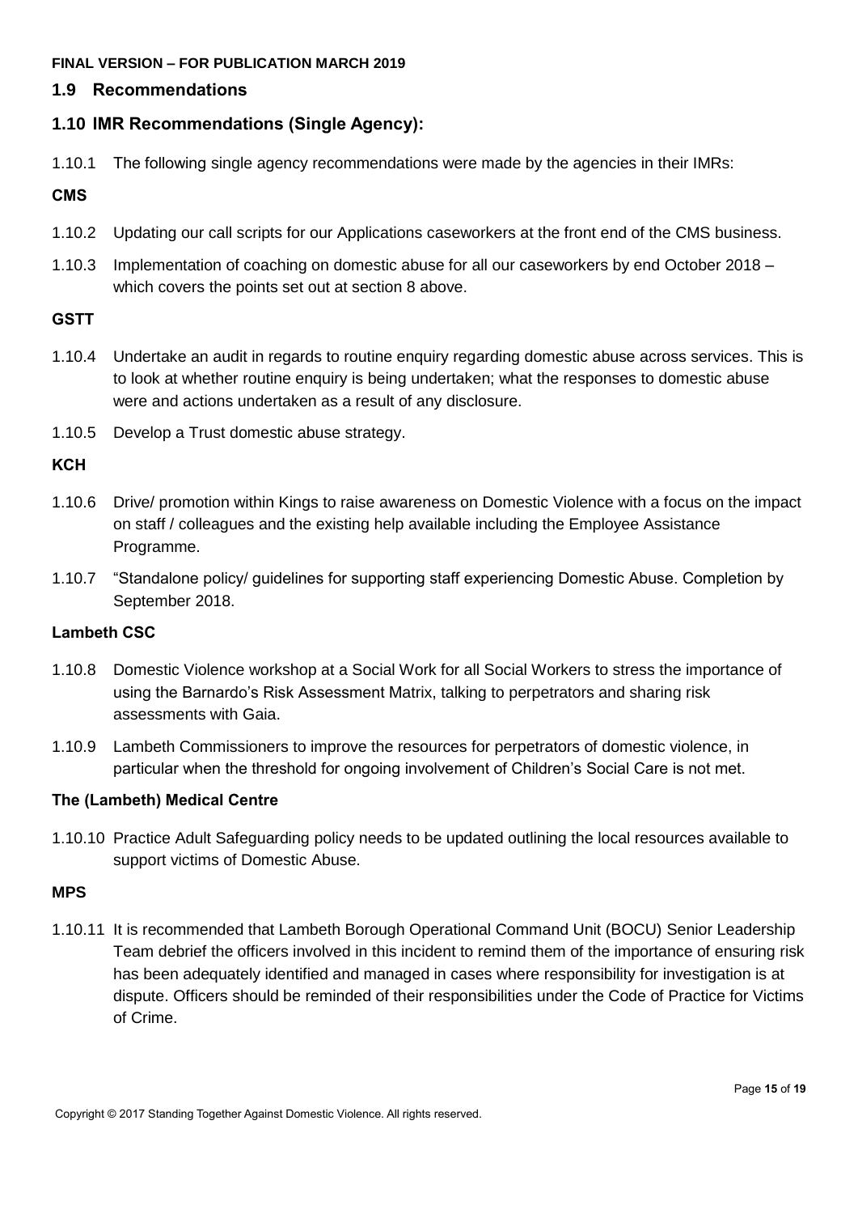## 1.9 Recommendations

## 1.10 IMR Recommendations (Single Agency):

1.10.1 The following single agency recommendations were made by the agencies in their IMRs:

**CMS**

1.10.2 Updating our call scripts for our Applications caseworkers at the front end of the CMS business.

1.10.3 Implementation of coaching on domestic abuse for all our caseworkers by end October 2018 – which covers the points set out at section 8 above.

**GSTT**

1.10.4 Undertake an audit in regards to routine enquiry regarding domestic abuse across services. This is to look at whether routine enquiry is being undertaken; what the responses to domestic abuse were and actions undertaken as a result of any disclosure.

1.10.5 Develop a Trust domestic abuse strategy.

**KCH**

1.10.6 Drive/ promotion within Kings to raise awareness on Domestic Violence with a focus on the impact on staff / colleagues and the existing help available including the Employee Assistance Programme.

1.10.7 "Standalone policy/ guidelines for supporting staff experiencing Domestic Abuse. Completion by September 2018.

**Lambeth CSC**

1.10.8 Domestic Violence workshop at a Social Work for all Social Workers to stress the importance of using the Barnardo's Risk Assessment Matrix, talking to perpetrators and sharing risk assessments with Gaia.

1.10.9 Lambeth Commissioners to improve the resources for perpetrators of domestic violence, in particular when the threshold for ongoing involvement of Children's Social Care is not met.

**The (Lambeth) Medical Centre**

1.10.10 Practice Adult Safeguarding policy needs to be updated outlining the local resources available to support victims of Domestic Abuse.

**MPS**

1.10.11 It is recommended that Lambeth Borough Operational Command Unit (BOCU) Senior Leadership Team debrief the officers involved in this incident to remind them of the importance of ensuring risk has been adequately identified and managed in cases where responsibility for investigation is at dispute. Officers should be reminded of their responsibilities under the Code of Practice for Victims of Crime.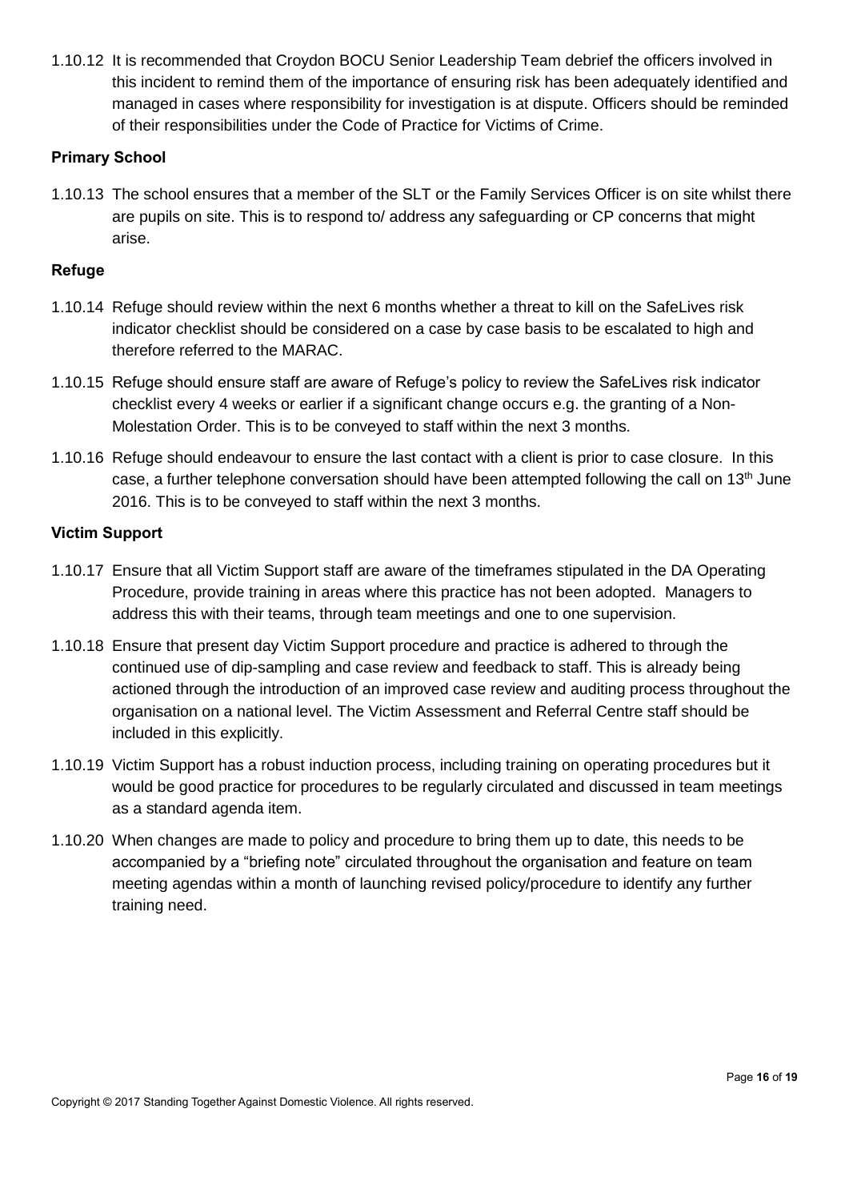1.10.12 It is recommended that Croydon BOCU Senior Leadership Team debrief the officers involved in this incident to remind them of the importance of ensuring risk has been adequately identified and managed in cases where responsibility for investigation is at dispute. Officers should be reminded of their responsibilities under the Code of Practice for Victims of Crime.

**Primary School**

1.10.13 The school ensures that a member of the SLT or the Family Services Officer is on site whilst there are pupils on site. This is to respond to/ address any safeguarding or CP concerns that might arise.

**Refuge**

1.10.14 Refuge should review within the next 6 months whether a threat to kill on the SafeLives risk indicator checklist should be considered on a case by case basis to be escalated to high and therefore referred to the MARAC.

1.10.15 Refuge should ensure staff are aware of Refuge's policy to review the SafeLives risk indicator checklist every 4 weeks or earlier if a significant change occurs e.g. the granting of a Non-Molestation Order. This is to be conveyed to staff within the next 3 months.

1.10.16 Refuge should endeavour to ensure the last contact with a client is prior to case closure. In this case, a further telephone conversation should have been attempted following the call on 13th June 2016. This is to be conveyed to staff within the next 3 months.

**Victim Support**

1.10.17 Ensure that all Victim Support staff are aware of the timeframes stipulated in the DA Operating Procedure, provide training in areas where this practice has not been adopted. Managers to address this with their teams, through team meetings and one to one supervision.

1.10.18 Ensure that present day Victim Support procedure and practice is adhered to through the continued use of dip-sampling and case review and feedback to staff. This is already being actioned through the introduction of an improved case review and auditing process throughout the organisation on a national level. The Victim Assessment and Referral Centre staff should be included in this explicitly.

1.10.19 Victim Support has a robust induction process, including training on operating procedures but it would be good practice for procedures to be regularly circulated and discussed in team meetings as a standard agenda item.

1.10.20 When changes are made to policy and procedure to bring them up to date, this needs to be accompanied by a "briefing note" circulated throughout the organisation and feature on team meeting agendas within a month of launching revised policy/procedure to identify any further training need.

Copyright © 2017 Standing Together Against Domestic Violence. All rights reserved.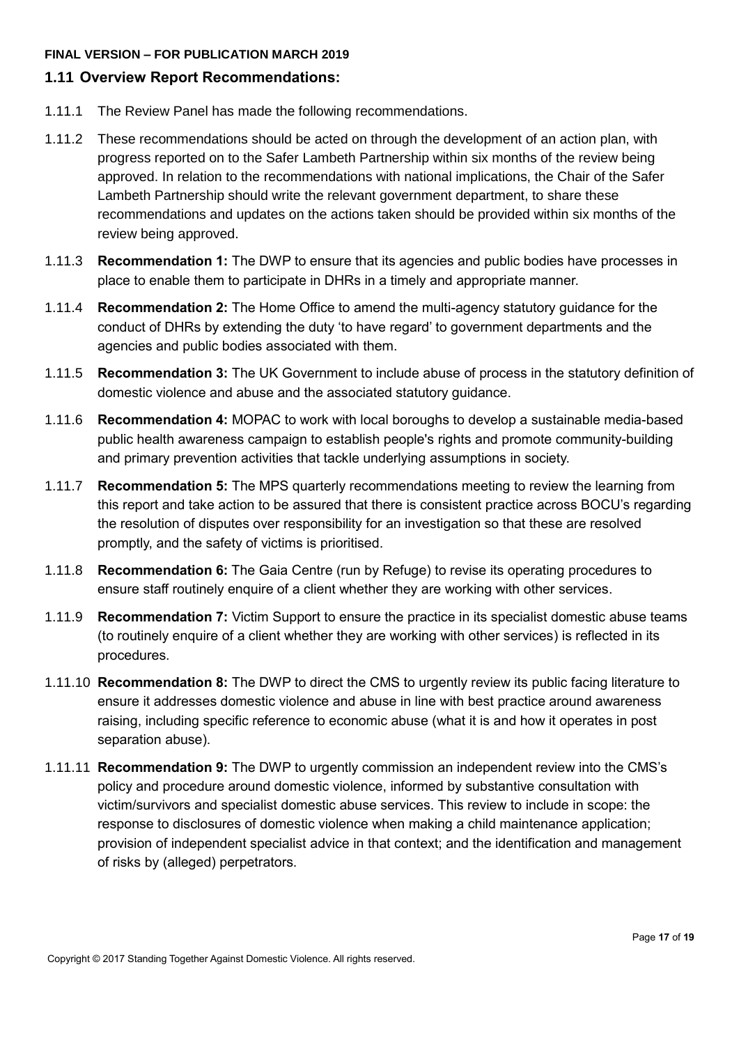## 1.11 Overview Report Recommendations:

1.11.1 The Review Panel has made the following recommendations.

1.11.2 These recommendations should be acted on through the development of an action plan, with progress reported on to the Safer Lambeth Partnership within six months of the review being approved. In relation to the recommendations with national implications, the Chair of the Safer Lambeth Partnership should write the relevant government department, to share these recommendations and updates on the actions taken should be provided within six months of the review being approved.

1.11.3 **Recommendation 1:** The DWP to ensure that its agencies and public bodies have processes in place to enable them to participate in DHRs in a timely and appropriate manner.

1.11.4 **Recommendation 2:** The Home Office to amend the multi-agency statutory guidance for the conduct of DHRs by extending the duty 'to have regard' to government departments and the agencies and public bodies associated with them.

1.11.5 **Recommendation 3:** The UK Government to include abuse of process in the statutory definition of domestic violence and abuse and the associated statutory guidance.

1.11.6 **Recommendation 4:** MOPAC to work with local boroughs to develop a sustainable media-based public health awareness campaign to establish people's rights and promote community-building and primary prevention activities that tackle underlying assumptions in society.

1.11.7 **Recommendation 5:** The MPS quarterly recommendations meeting to review the learning from this report and take action to be assured that there is consistent practice across BOCU's regarding the resolution of disputes over responsibility for an investigation so that these are resolved promptly, and the safety of victims is prioritised.

1.11.8 **Recommendation 6:** The Gaia Centre (run by Refuge) to revise its operating procedures to ensure staff routinely enquire of a client whether they are working with other services.

1.11.9 **Recommendation 7:** Victim Support to ensure the practice in its specialist domestic abuse teams (to routinely enquire of a client whether they are working with other services) is reflected in its procedures.

1.11.10 **Recommendation 8:** The DWP to direct the CMS to urgently review its public facing literature to ensure it addresses domestic violence and abuse in line with best practice around awareness raising, including specific reference to economic abuse (what it is and how it operates in post separation abuse).

1.11.11 **Recommendation 9:** The DWP to urgently commission an independent review into the CMS's policy and procedure around domestic violence, informed by substantive consultation with victim/survivors and specialist domestic abuse services. This review to include in scope: the response to disclosures of domestic violence when making a child maintenance application; provision of independent specialist advice in that context; and the identification and management of risks by (alleged) perpetrators.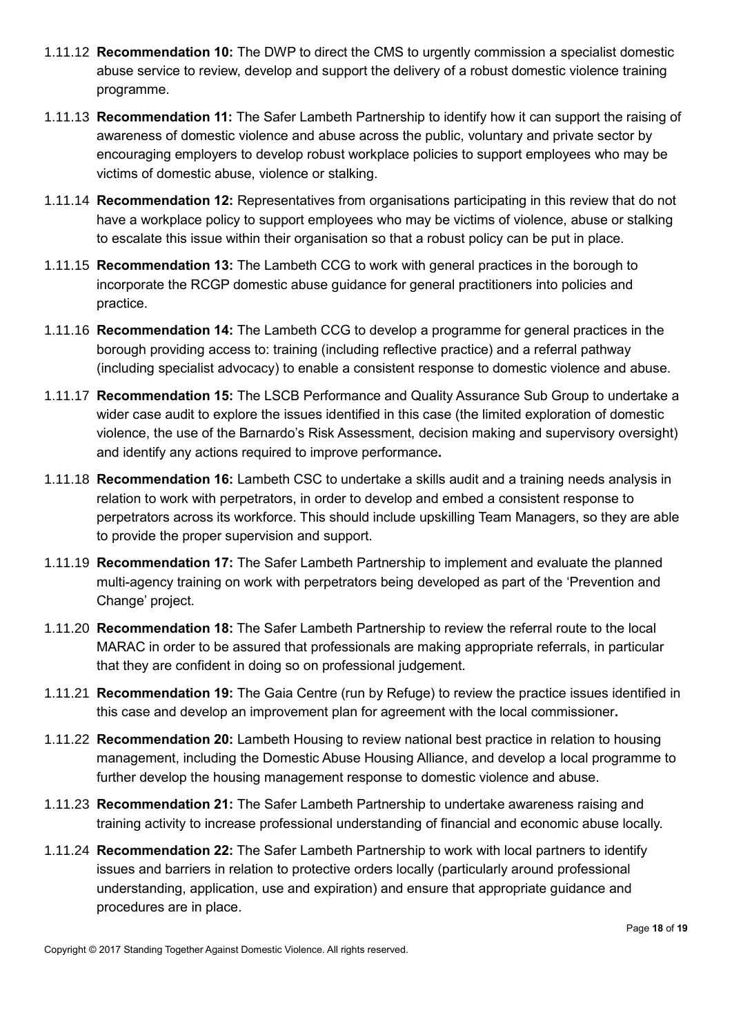1.11.12 **Recommendation 10:** The DWP to direct the CMS to urgently commission a specialist domestic abuse service to review, develop and support the delivery of a robust domestic violence training programme.

1.11.13 **Recommendation 11:** The Safer Lambeth Partnership to identify how it can support the raising of awareness of domestic violence and abuse across the public, voluntary and private sector by encouraging employers to develop robust workplace policies to support employees who may be victims of domestic abuse, violence or stalking.

1.11.14 **Recommendation 12:** Representatives from organisations participating in this review that do not have a workplace policy to support employees who may be victims of violence, abuse or stalking to escalate this issue within their organisation so that a robust policy can be put in place.

1.11.15 **Recommendation 13:** The Lambeth CCG to work with general practices in the borough to incorporate the RCGP domestic abuse guidance for general practitioners into policies and practice.

1.11.16 **Recommendation 14:** The Lambeth CCG to develop a programme for general practices in the borough providing access to: training (including reflective practice) and a referral pathway (including specialist advocacy) to enable a consistent response to domestic violence and abuse.

1.11.17 **Recommendation 15:** The LSCB Performance and Quality Assurance Sub Group to undertake a wider case audit to explore the issues identified in this case (the limited exploration of domestic violence, the use of the Barnardo's Risk Assessment, decision making and supervisory oversight) and identify any actions required to improve performance**.**

1.11.18 **Recommendation 16:** Lambeth CSC to undertake a skills audit and a training needs analysis in relation to work with perpetrators, in order to develop and embed a consistent response to perpetrators across its workforce. This should include upskilling Team Managers, so they are able to provide the proper supervision and support.

1.11.19 **Recommendation 17:** The Safer Lambeth Partnership to implement and evaluate the planned multi-agency training on work with perpetrators being developed as part of the 'Prevention and Change' project.

1.11.20 **Recommendation 18:** The Safer Lambeth Partnership to review the referral route to the local MARAC in order to be assured that professionals are making appropriate referrals, in particular that they are confident in doing so on professional judgement.

1.11.21 **Recommendation 19:** The Gaia Centre (run by Refuge) to review the practice issues identified in this case and develop an improvement plan for agreement with the local commissioner**.**

1.11.22 **Recommendation 20:** Lambeth Housing to review national best practice in relation to housing management, including the Domestic Abuse Housing Alliance, and develop a local programme to further develop the housing management response to domestic violence and abuse.

1.11.23 **Recommendation 21:** The Safer Lambeth Partnership to undertake awareness raising and training activity to increase professional understanding of financial and economic abuse locally.

1.11.24 **Recommendation 22:** The Safer Lambeth Partnership to work with local partners to identify issues and barriers in relation to protective orders locally (particularly around professional understanding, application, use and expiration) and ensure that appropriate guidance and procedures are in place.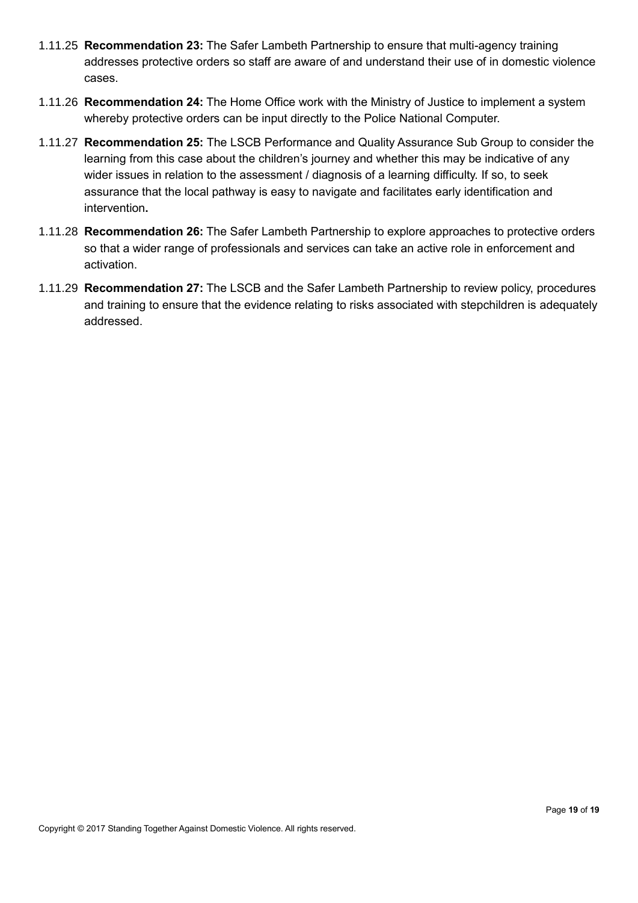1.11.25 **Recommendation 23:** The Safer Lambeth Partnership to ensure that multi-agency training addresses protective orders so staff are aware of and understand their use of in domestic violence cases.

1.11.26 **Recommendation 24:** The Home Office work with the Ministry of Justice to implement a system whereby protective orders can be input directly to the Police National Computer.

1.11.27 **Recommendation 25:** The LSCB Performance and Quality Assurance Sub Group to consider the learning from this case about the children's journey and whether this may be indicative of any wider issues in relation to the assessment / diagnosis of a learning difficulty. If so, to seek assurance that the local pathway is easy to navigate and facilitates early identification and intervention**.**

1.11.28 **Recommendation 26:** The Safer Lambeth Partnership to explore approaches to protective orders so that a wider range of professionals and services can take an active role in enforcement and activation.

1.11.29 **Recommendation 27:** The LSCB and the Safer Lambeth Partnership to review policy, procedures and training to ensure that the evidence relating to risks associated with stepchildren is adequately addressed.

Copyright © 2017 Standing Together Against Domestic Violence. All rights reserved.